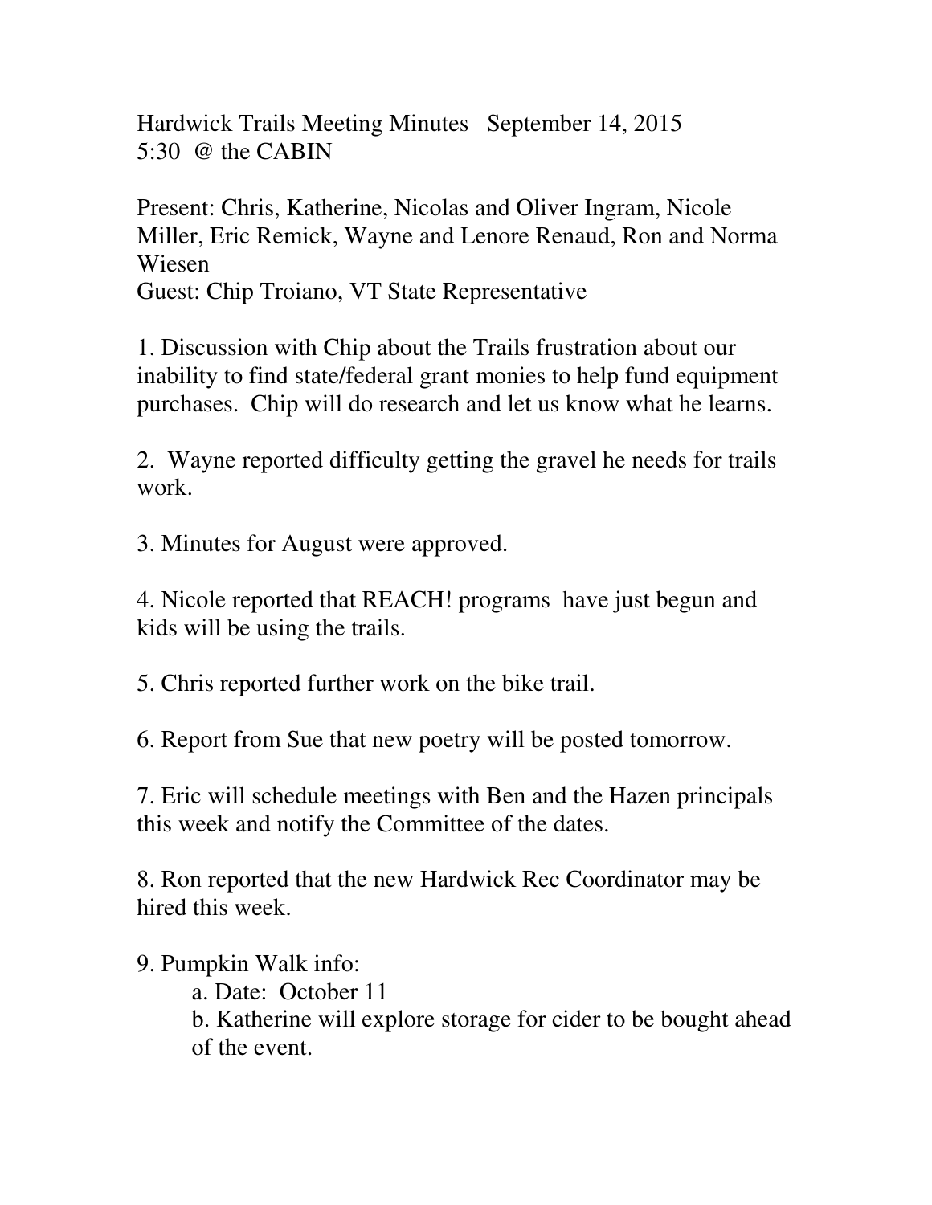Hardwick Trails Meeting Minutes September 14, 2015
5:30 @ the CABIN

Present: Chris, Katherine, Nicolas and Oliver Ingram, Nicole Miller, Eric Remick, Wayne and Lenore Renaud, Ron and Norma Wiesen
Guest: Chip Troiano, VT State Representative

1. Discussion with Chip about the Trails frustration about our inability to find state/federal grant monies to help fund equipment purchases. Chip will do research and let us know what he learns.

2. Wayne reported difficulty getting the gravel he needs for trails work.

3. Minutes for August were approved.

4. Nicole reported that REACH! programs have just begun and kids will be using the trails.

5. Chris reported further work on the bike trail.

6. Report from Sue that new poetry will be posted tomorrow.

7. Eric will schedule meetings with Ben and the Hazen principals this week and notify the Committee of the dates.

8. Ron reported that the new Hardwick Rec Coordinator may be hired this week.

9. Pumpkin Walk info:
    a. Date: October 11
    b. Katherine will explore storage for cider to be bought ahead of the event.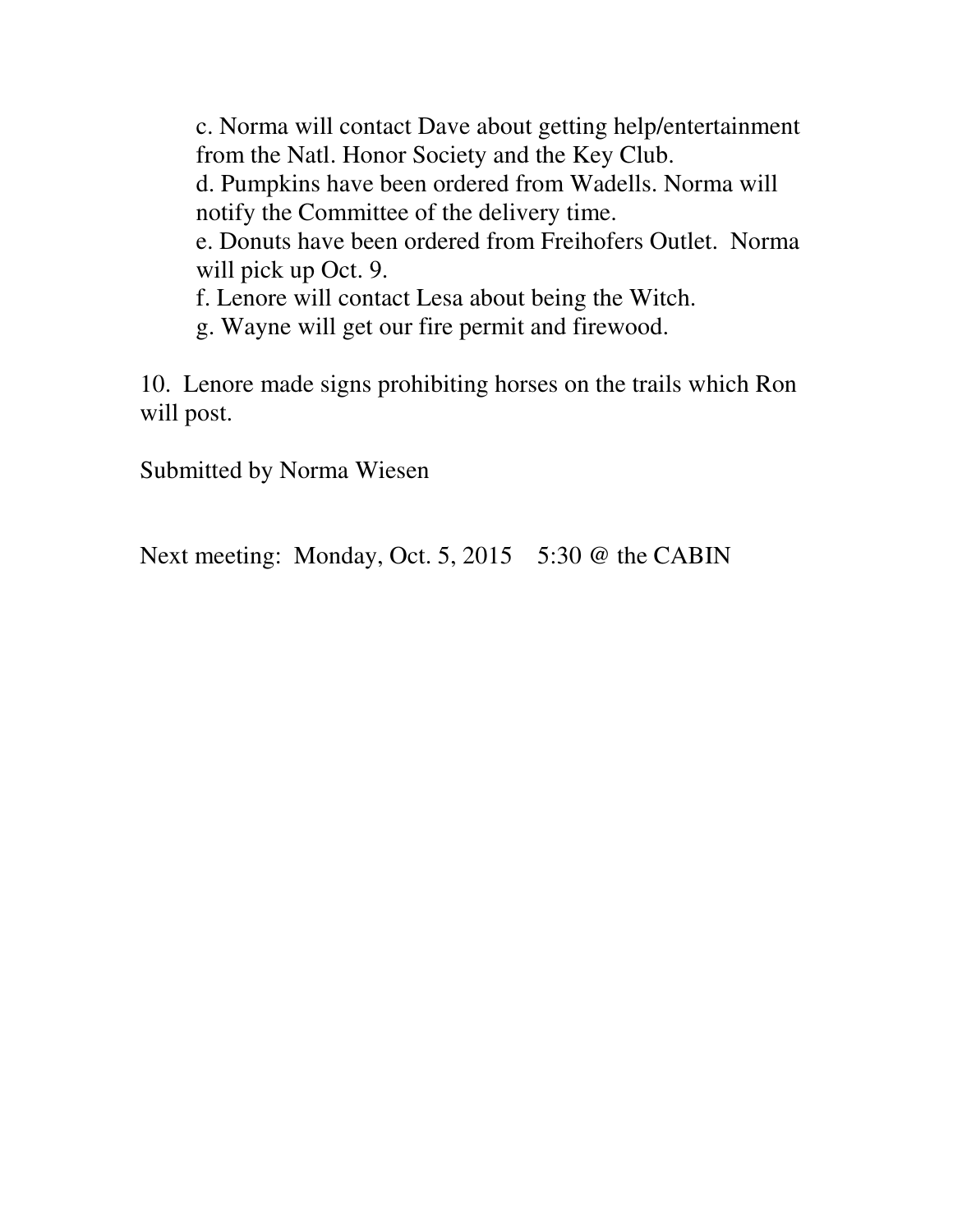c. Norma will contact Dave about getting help/entertainment from the Natl. Honor Society and the Key Club.
d. Pumpkins have been ordered from Wadells. Norma will notify the Committee of the delivery time.
e. Donuts have been ordered from Freihofers Outlet. Norma will pick up Oct. 9.
f. Lenore will contact Lesa about being the Witch.
g. Wayne will get our fire permit and firewood.

10. Lenore made signs prohibiting horses on the trails which Ron will post.

Submitted by Norma Wiesen

Next meeting: Monday, Oct. 5, 2015 5:30 @ the CABIN